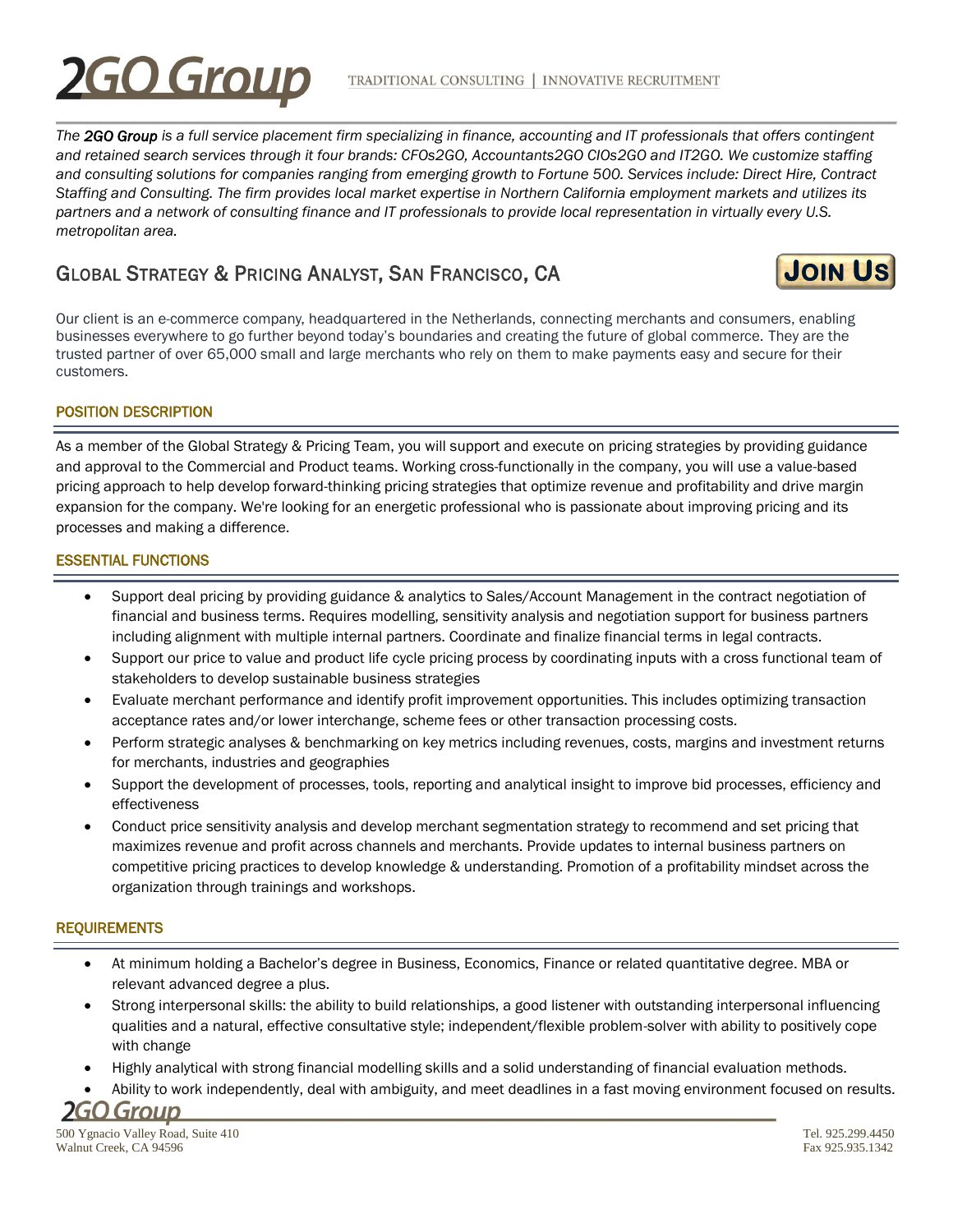# 2GO Group

TRADITIONAL CONSULTING | INNOVATIVE RECRUITMENT

*The 2GO Group is a full service placement firm specializing in finance, accounting and IT professionals that offers contingent and retained search services through it four brands: CFOs2GO, Accountants2GO CIOs2GO and IT2GO. We customize staffing and consulting solutions for companies ranging from emerging growth to Fortune 500. Services include: Direct Hire, Contract Staffing and Consulting. The firm provides local market expertise in Northern California employment markets and utilizes its partners and a network of consulting finance and IT professionals to provide local representation in virtually every U.S. metropolitan area.*

## Global Strategy & Pricing Analyst, San Francisco, CA

JOIN US

Our client is an e-commerce company, headquartered in the Netherlands, connecting merchants and consumers, enabling businesses everywhere to go further beyond today's boundaries and creating the future of global commerce. They are the trusted partner of over 65,000 small and large merchants who rely on them to make payments easy and secure for their customers.

### POSITION DESCRIPTION

As a member of the Global Strategy & Pricing Team, you will support and execute on pricing strategies by providing guidance and approval to the Commercial and Product teams. Working cross-functionally in the company, you will use a value-based pricing approach to help develop forward-thinking pricing strategies that optimize revenue and profitability and drive margin expansion for the company. We're looking for an energetic professional who is passionate about improving pricing and its processes and making a difference.

### ESSENTIAL FUNCTIONS

- Support deal pricing by providing guidance & analytics to Sales/Account Management in the contract negotiation of financial and business terms. Requires modelling, sensitivity analysis and negotiation support for business partners including alignment with multiple internal partners. Coordinate and finalize financial terms in legal contracts.
- Support our price to value and product life cycle pricing process by coordinating inputs with a cross functional team of stakeholders to develop sustainable business strategies
- Evaluate merchant performance and identify profit improvement opportunities. This includes optimizing transaction acceptance rates and/or lower interchange, scheme fees or other transaction processing costs.
- Perform strategic analyses & benchmarking on key metrics including revenues, costs, margins and investment returns for merchants, industries and geographies
- Support the development of processes, tools, reporting and analytical insight to improve bid processes, efficiency and effectiveness
- Conduct price sensitivity analysis and develop merchant segmentation strategy to recommend and set pricing that maximizes revenue and profit across channels and merchants. Provide updates to internal business partners on competitive pricing practices to develop knowledge & understanding. Promotion of a profitability mindset across the organization through trainings and workshops.

### REQUIREMENTS

- At minimum holding a Bachelor's degree in Business, Economics, Finance or related quantitative degree. MBA or relevant advanced degree a plus.
- Strong interpersonal skills: the ability to build relationships, a good listener with outstanding interpersonal influencing qualities and a natural, effective consultative style; independent/flexible problem-solver with ability to positively cope with change
- Highly analytical with strong financial modelling skills and a solid understanding of financial evaluation methods.
- Ability to work independently, deal with ambiguity, and meet deadlines in a fast moving environment focused on results.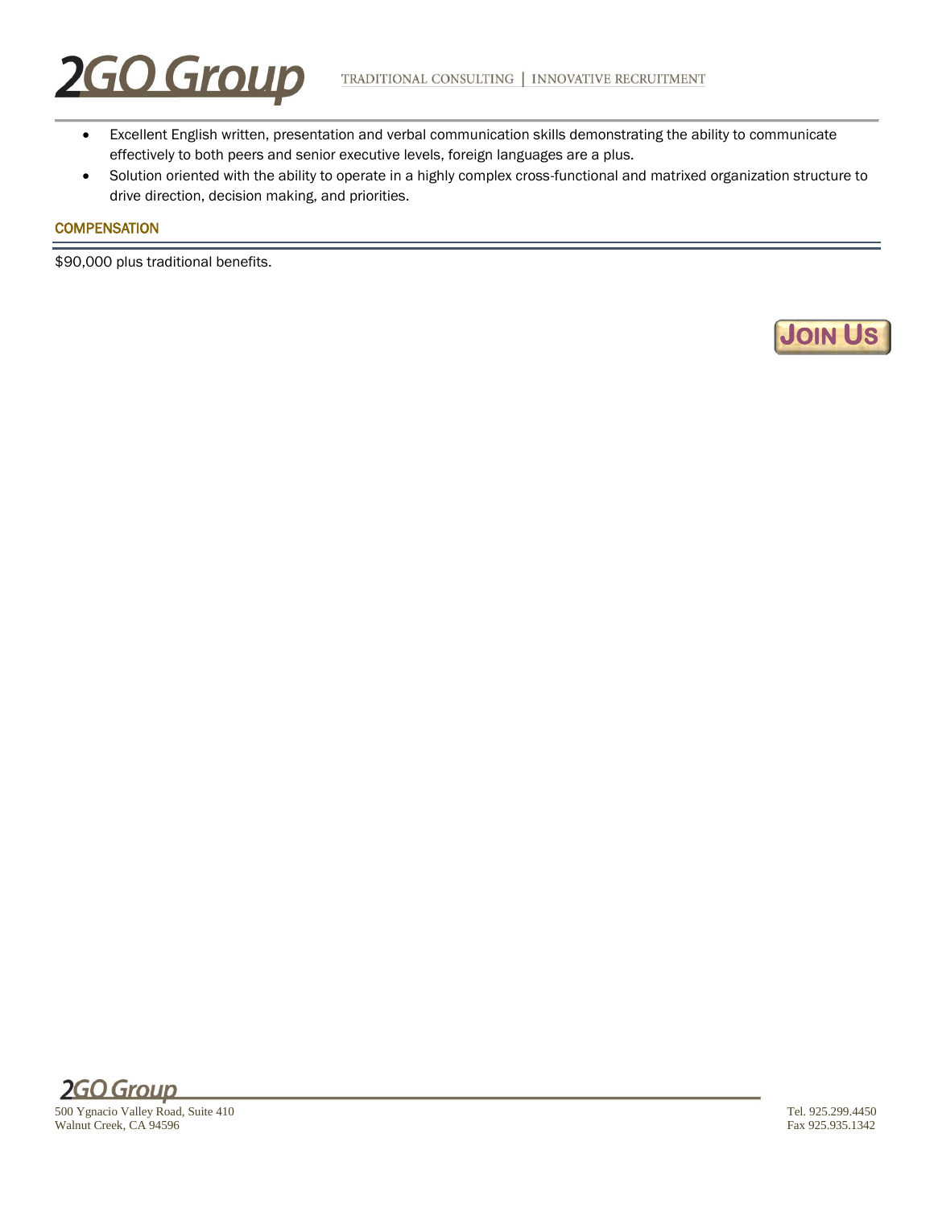- Excellent English written, presentation and verbal communication skills demonstrating the ability to communicate effectively to both peers and senior executive levels, foreign languages are a plus.
- Solution oriented with the ability to operate in a highly complex cross-functional and matrixed organization structure to drive direction, decision making, and priorities.

## COMPENSATION

$90,000 plus traditional benefits.

JOIN US